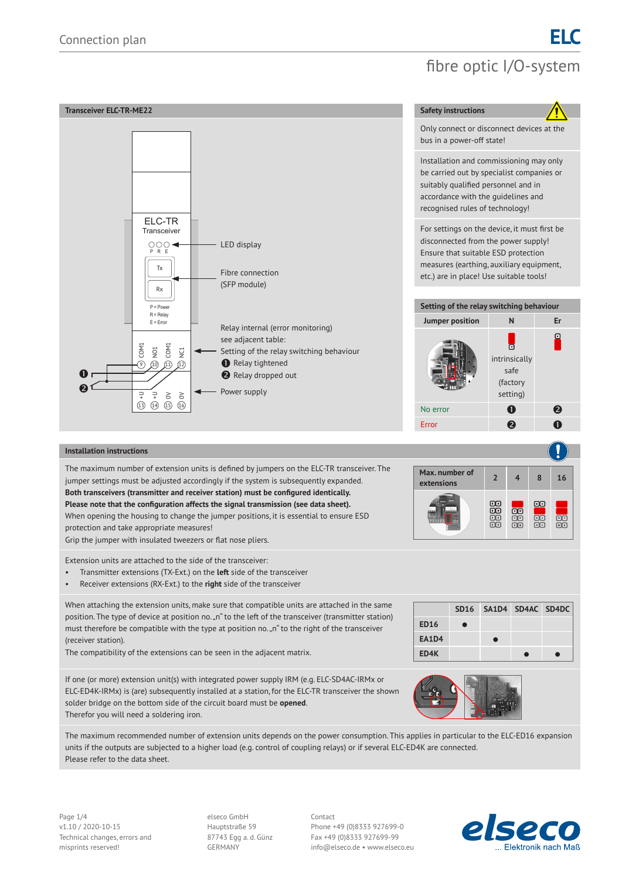# Connection plan

## ELC fibre optic I/O-system

### Transceiver ELC-TR-ME22

ELC-TR Transceiver

P R E

Tx

Rx

P = Power
R = Relay
E = Error

COM1 NO1 COM1 NC1
9 10 11 12

+U +U 0V 0V
13 14 15 16

- LED display
- Fibre connection (SFP module)
- Relay internal (error monitoring) see adjacent table: Setting of the relay switching behaviour
  - ❶ Relay tightened
  - ❷ Relay dropped out
- Power supply

### Safety instructions

Only connect or disconnect devices at the bus in a power-off state!

Installation and commissioning may only be carried out by specialist companies or suitably qualified personnel and in accordance with the guidelines and recognised rules of technology!

For settings on the device, it must first be disconnected from the power supply! Ensure that suitable ESD protection measures (earthing, auxiliary equipment, etc.) are in place! Use suitable tools!

### Setting of the relay switching behaviour

| Jumper position | N | Er |
|---|---|---|
| | intrinsically safe (factory setting) | |
| No error | ❶ | ❷ |
| Error | ❷ | ❶ |

### Installation instructions

The maximum number of extension units is defined by jumpers on the ELC-TR transceiver. The jumper settings must be adjusted accordingly if the system is subsequently expanded.
**Both transceivers (transmitter and receiver station) must be configured identically.**
**Please note that the configuration affects the signal transmission (see data sheet).**
When opening the housing to change the jumper positions, it is essential to ensure ESD protection and take appropriate measures!
Grip the jumper with insulated tweezers or flat nose pliers.

| Max. number of extensions | 2 | 4 | 8 | 16 |
|---|---|---|---|---|

Extension units are attached to the side of the transceiver:

- Transmitter extensions (TX-Ext.) on the **left** side of the transceiver
- Receiver extensions (RX-Ext.) to the **right** side of the transceiver

When attaching the extension units, make sure that compatible units are attached in the same position. The type of device at position no. „n" to the left of the transceiver (transmitter station) must therefore be compatible with the type at position no. „n" to the right of the transceiver (receiver station).
The compatibility of the extensions can be seen in the adjacent matrix.

| | SD16 | SA1D4 | SD4AC | SD4DC |
|---|---|---|---|---|
| ED16 | ● | | | |
| EA1D4 | | ● | | |
| ED4K | | | ● | ● |

If one (or more) extension unit(s) with integrated power supply IRM (e.g. ELC-SD4AC-IRMx or ELC-ED4K-IRMx) is (are) subsequently installed at a station, for the ELC-TR transceiver the shown solder bridge on the bottom side of the circuit board must be **opened**.
Therefor you will need a soldering iron.

The maximum recommended number of extension units depends on the power consumption. This applies in particular to the ELC-ED16 expansion units if the outputs are subjected to a higher load (e.g. control of coupling relays) or if several ELC-ED4K are connected.
Please refer to the data sheet.

v1.10 / 2020-10-15
Technical changes, errors and misprints reserved!

elseco GmbH
Hauptstraße 59
87743 Egg a. d. Günz
GERMANY

Contact
Phone +49 (0)8333 927699-0
Fax +49 (0)8333 927699-99
info@elseco.de • www.elseco.eu

elseco ... Elektronik nach Maß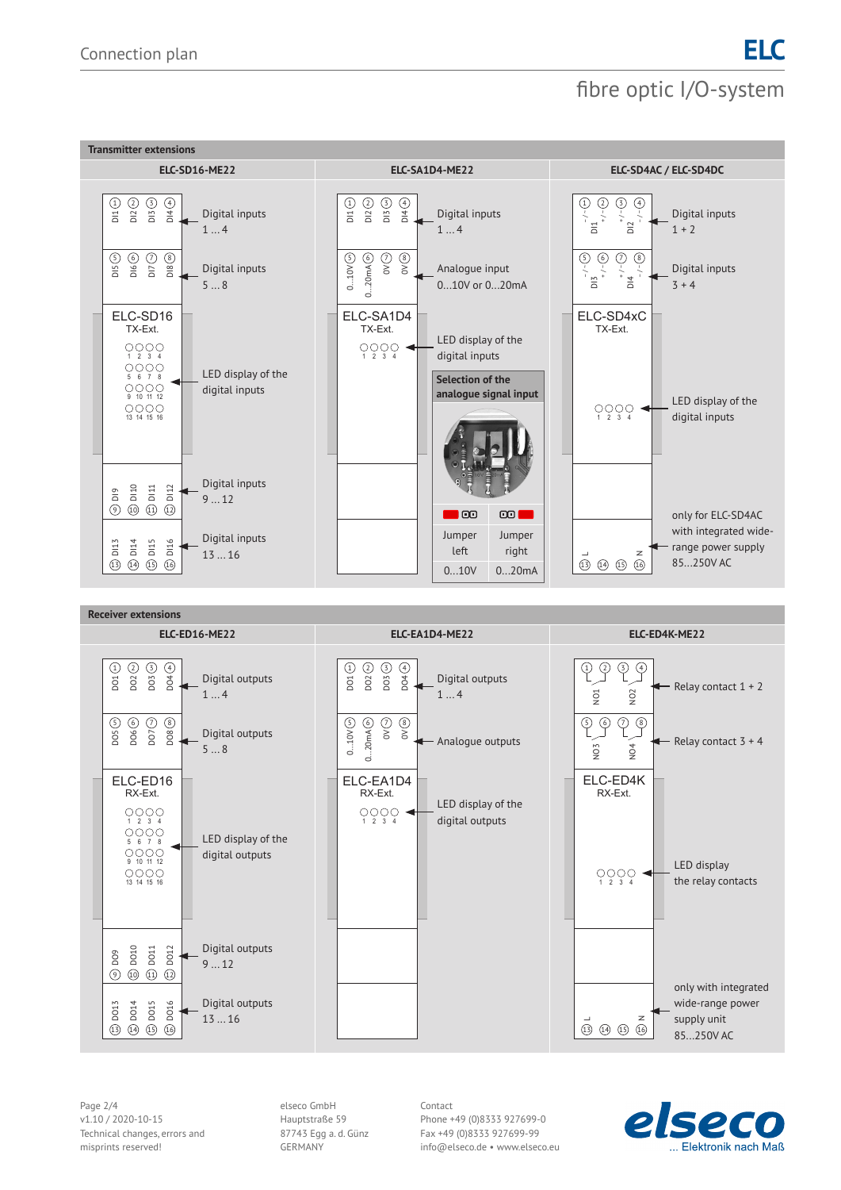# Connection plan

## Transmitter extensions

### ELC-SD16-ME22

| Terminals | Description |
|---|---|
| ① ② ③ ④ (DI1 DI2 DI3 DI4) | Digital inputs 1 … 4 |
| ⑤ ⑥ ⑦ ⑧ (DI5 DI6 DI7 DI8) | Digital inputs 5 … 8 |
| ELC-SD16 TX-Ext. (LED 1–16) | LED display of the digital inputs |
| ⑨ ⑩ ⑪ ⑫ (DI9 DI10 DI11 DI12) | Digital inputs 9 … 12 |
| ⑬ ⑭ ⑮ ⑯ (DI13 DI14 DI15 DI16) | Digital inputs 13 … 16 |

### ELC-SA1D4-ME22

| Terminals | Description |
|---|---|
| ① ② ③ ④ (DI1 DI2 DI3 DI4) | Digital inputs 1 … 4 |
| ⑤ ⑥ ⑦ ⑧ (0…10V 0…20mA 0V 0V) | Analogue input 0…10V or 0…20mA |
| ELC-SA1D4 TX-Ext. (LED 1–4) | LED display of the digital inputs |

**Selection of the analogue signal input**

| Jumper left | Jumper right |
|---|---|
| 0…10V | 0…20mA |

### ELC-SD4AC / ELC-SD4DC

| Terminals | Description |
|---|---|
| ① ② ③ ④ (DI1, DI2) | Digital inputs 1 + 2 |
| ⑤ ⑥ ⑦ ⑧ (DI3, DI4) | Digital inputs 3 + 4 |
| ELC-SD4xC TX-Ext. (LED 1–4) | LED display of the digital inputs |
| ⑬ ⑭ ⑮ ⑯ (L, N) | only for ELC-SD4AC with integrated wide-range power supply 85…250V AC |

## Receiver extensions

### ELC-ED16-ME22

| Terminals | Description |
|---|---|
| ① ② ③ ④ (DO1 DO2 DO3 DO4) | Digital outputs 1 … 4 |
| ⑤ ⑥ ⑦ ⑧ (DO5 DO6 DO7 DO8) | Digital outputs 5 … 8 |
| ELC-ED16 RX-Ext. (LED 1–16) | LED display of the digital outputs |
| ⑨ ⑩ ⑪ ⑫ (DO9 DO10 DO11 DO12) | Digital outputs 9 … 12 |
| ⑬ ⑭ ⑮ ⑯ (DO13 DO14 DO15 DO16) | Digital outputs 13 … 16 |

### ELC-EA1D4-ME22

| Terminals | Description |
|---|---|
| ① ② ③ ④ (DO1 DO2 DO3 DO4) | Digital outputs 1 … 4 |
| ⑤ ⑥ ⑦ ⑧ (0…10V 0…20mA 0V 0V) | Analogue outputs |
| ELC-EA1D4 RX-Ext. (LED 1–4) | LED display of the digital outputs |

### ELC-ED4K-ME22

| Terminals | Description |
|---|---|
| ① ② ③ ④ (NO1, NO2) | Relay contact 1 + 2 |
| ⑤ ⑥ ⑦ ⑧ (NO3, NO4) | Relay contact 3 + 4 |
| ELC-ED4K RX-Ext. (LED 1–4) | LED display the relay contacts |
| ⑬ ⑭ ⑮ ⑯ (L, N) | only with integrated wide-range power supply unit 85…250V AC |

v1.10 / 2020-10-15
Technical changes, errors and misprints reserved!

elseco GmbH
Hauptstraße 59
87743 Egg a. d. Günz
GERMANY

Contact
Phone +49 (0)8333 927699-0
Fax +49 (0)8333 927699-99
info@elseco.de • www.elseco.eu

elseco … Elektronik nach Maß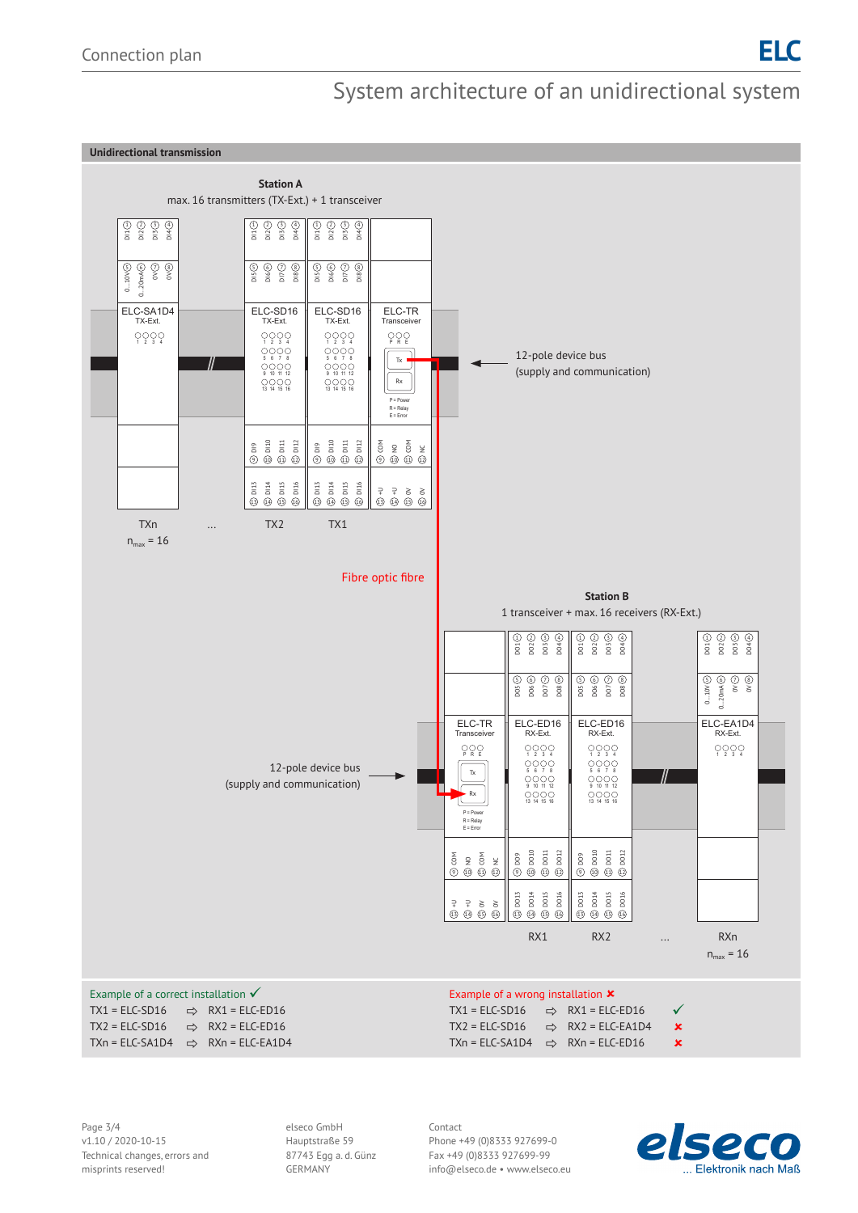# System architecture of an unidirectional system

## Unidirectional transmission

**Station A**

max. 16 transmitters (TX-Ext.) + 1 transceiver

ELC-SA1D4 TX-Ext. — TXn, $n_{max}$ = 16

...

ELC-SD16 TX-Ext. — TX2

ELC-SD16 TX-Ext. — TX1

ELC-TR Transceiver

12-pole device bus (supply and communication)

Fibre optic fibre

**Station B**

1 transceiver + max. 16 receivers (RX-Ext.)

ELC-TR Transceiver

ELC-ED16 RX-Ext. — RX1

ELC-ED16 RX-Ext. — RX2

...

ELC-EA1D4 RX-Ext. — RXn, $n_{max}$ = 16

12-pole device bus (supply and communication)

P = Power
R = Relay
E = Error

Example of a correct installation ✓

| | | |
|---|---|---|
| TX1 = ELC-SD16 | ⇨ | RX1 = ELC-ED16 |
| TX2 = ELC-SD16 | ⇨ | RX2 = ELC-ED16 |
| TXn = ELC-SA1D4 | ⇨ | RXn = ELC-EA1D4 |

Example of a wrong installation ✘

| | | | |
|---|---|---|---|
| TX1 = ELC-SD16 | ⇨ | RX1 = ELC-ED16 | ✓ |
| TX2 = ELC-SD16 | ⇨ | RX2 = ELC-EA1D4 | ✘ |
| TXn = ELC-SA1D4 | ⇨ | RXn = ELC-ED16 | ✘ |

v1.10 / 2020-10-15
Technical changes, errors and misprints reserved!

elseco GmbH
Hauptstraße 59
87743 Egg a. d. Günz
GERMANY

Contact
Phone +49 (0)8333 927699-0
Fax +49 (0)8333 927699-99
info@elseco.de • www.elseco.eu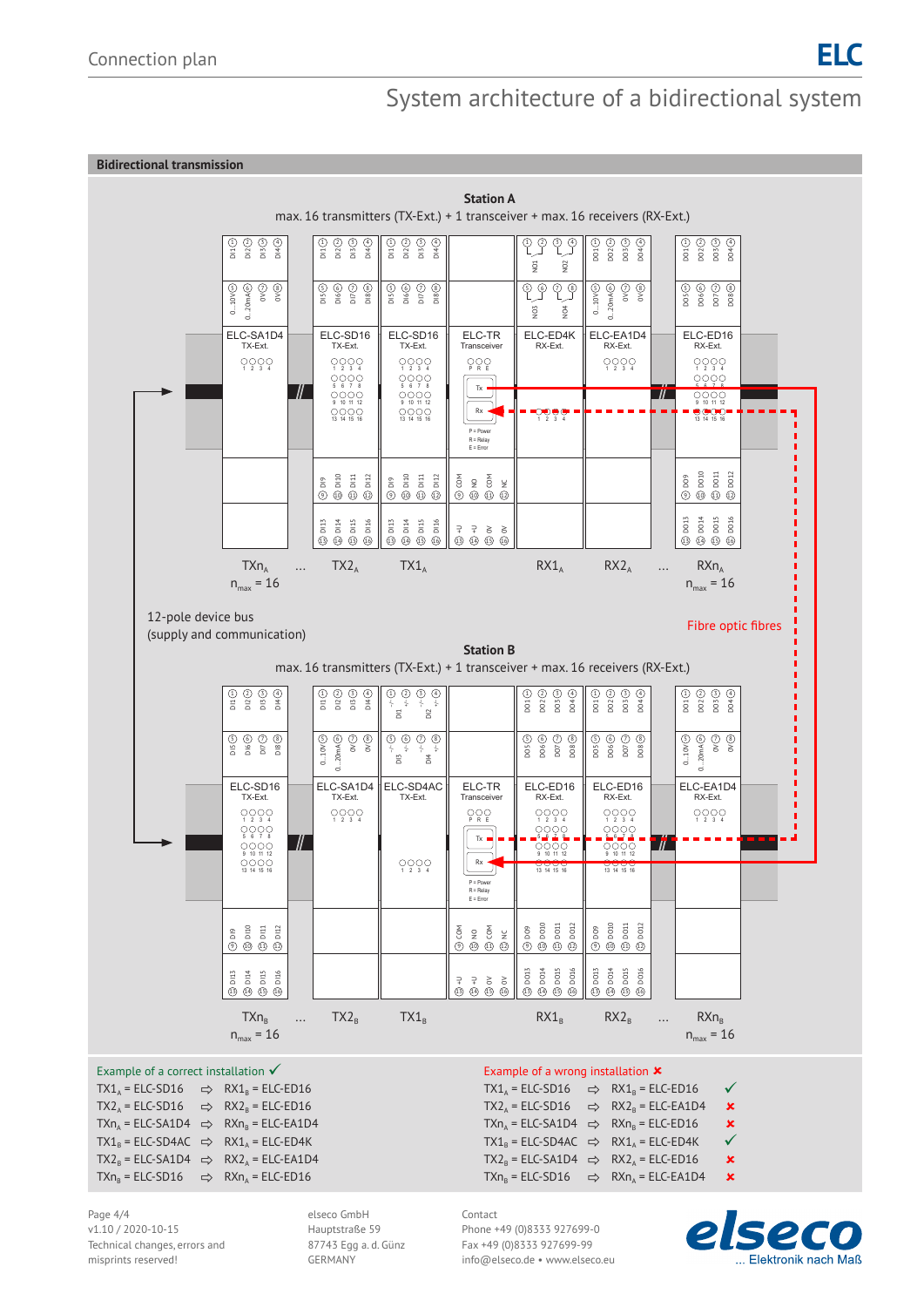# System architecture of a bidirectional system

## Bidirectional transmission

**Station A**

max. 16 transmitters (TX-Ext.) + 1 transceiver + max. 16 receivers (RX-Ext.)

ELC-SA1D4 TX-Ext. | ELC-SD16 TX-Ext. | ELC-SD16 TX-Ext. | ELC-TR Transceiver | ELC-ED4K RX-Ext. | ELC-EA1D4 RX-Ext. | ELC-ED16 RX-Ext.

$TXn_A$ ... $TX2_A$ $TX1_A$ $RX1_A$ $RX2_A$ ... $RXn_A$

$n_{max}$ = 16 | $n_{max}$ = 16

12-pole device bus (supply and communication)

Fibre optic fibres

**Station B**

max. 16 transmitters (TX-Ext.) + 1 transceiver + max. 16 receivers (RX-Ext.)

ELC-SD16 TX-Ext. | ELC-SA1D4 TX-Ext. | ELC-SD4AC TX-Ext. | ELC-TR Transceiver | ELC-ED16 RX-Ext. | ELC-ED16 RX-Ext. | ELC-EA1D4 RX-Ext.

$TXn_B$ ... $TX2_B$ $TX1_B$ $RX1_B$ $RX2_B$ ... $RXn_B$

$n_{max}$ = 16 | $n_{max}$ = 16

P = Power
R = Relay
E = Error

Example of a correct installation ✓

- $TX1_A$ = ELC-SD16 ⇨ $RX1_B$ = ELC-ED16
- $TX2_A$ = ELC-SD16 ⇨ $RX2_B$ = ELC-ED16
- $TXn_A$ = ELC-SA1D4 ⇨ $RXn_B$ = ELC-EA1D4
- $TX1_B$ = ELC-SD4AC ⇨ $RX1_A$ = ELC-ED4K
- $TX2_B$ = ELC-SA1D4 ⇨ $RX2_A$ = ELC-EA1D4
- $TXn_B$ = ELC-SD16 ⇨ $RXn_A$ = ELC-ED16

Example of a wrong installation ✗

- $TX1_A$ = ELC-SD16 ⇨ $RX1_B$ = ELC-ED16 ✓
- $TX2_A$ = ELC-SD16 ⇨ $RX2_B$ = ELC-EA1D4 ✗
- $TXn_A$ = ELC-SA1D4 ⇨ $RXn_B$ = ELC-ED16 ✗
- $TX1_B$ = ELC-SD4AC ⇨ $RX1_A$ = ELC-ED4K ✓
- $TX2_B$ = ELC-SA1D4 ⇨ $RX2_A$ = ELC-ED16 ✗
- $TXn_B$ = ELC-SD16 ⇨ $RXn_A$ = ELC-EA1D4 ✗

v1.10 / 2020-10-15
Technical changes, errors and misprints reserved!

elseco GmbH
Hauptstraße 59
87743 Egg a. d. Günz
GERMANY

Contact
Phone +49 (0)8333 927699-0
Fax +49 (0)8333 927699-99
info@elseco.de • www.elseco.eu